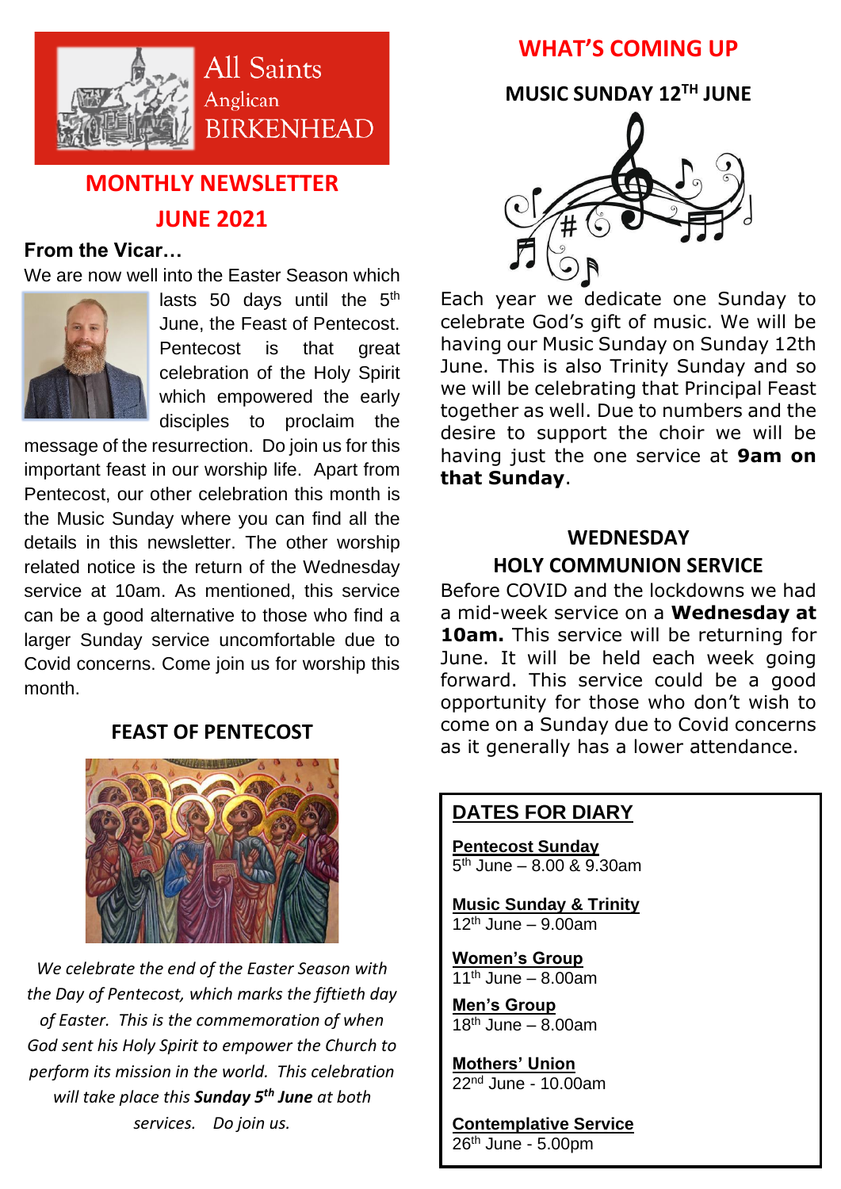All Saints
Anglican
BIRKENHEAD

# MONTHLY NEWSLETTER
# JUNE 2021

## From the Vicar…

We are now well into the Easter Season which lasts 50 days until the 5th June, the Feast of Pentecost. Pentecost is that great celebration of the Holy Spirit which empowered the early disciples to proclaim the message of the resurrection. Do join us for this important feast in our worship life. Apart from Pentecost, our other celebration this month is the Music Sunday where you can find all the details in this newsletter. The other worship related notice is the return of the Wednesday service at 10am. As mentioned, this service can be a good alternative to those who find a larger Sunday service uncomfortable due to Covid concerns. Come join us for worship this month.

## FEAST OF PENTECOST

*We celebrate the end of the Easter Season with the Day of Pentecost, which marks the fiftieth day of Easter. This is the commemoration of when God sent his Holy Spirit to empower the Church to perform its mission in the world. This celebration will take place this* ***Sunday 5th June*** *at both services. Do join us.*

# WHAT'S COMING UP

## MUSIC SUNDAY 12TH JUNE

Each year we dedicate one Sunday to celebrate God's gift of music. We will be having our Music Sunday on Sunday 12th June. This is also Trinity Sunday and so we will be celebrating that Principal Feast together as well. Due to numbers and the desire to support the choir we will be having just the one service at **9am on that Sunday**.

## WEDNESDAY HOLY COMMUNION SERVICE

Before COVID and the lockdowns we had a mid-week service on a **Wednesday at 10am.** This service will be returning for June. It will be held each week going forward. This service could be a good opportunity for those who don't wish to come on a Sunday due to Covid concerns as it generally has a lower attendance.

## DATES FOR DIARY

**Pentecost Sunday**
5th June – 8.00 & 9.30am

**Music Sunday & Trinity**
12th June – 9.00am

**Women's Group**
11th June – 8.00am

**Men's Group**
18th June – 8.00am

**Mothers' Union**
22nd June - 10.00am

**Contemplative Service**
26th June - 5.00pm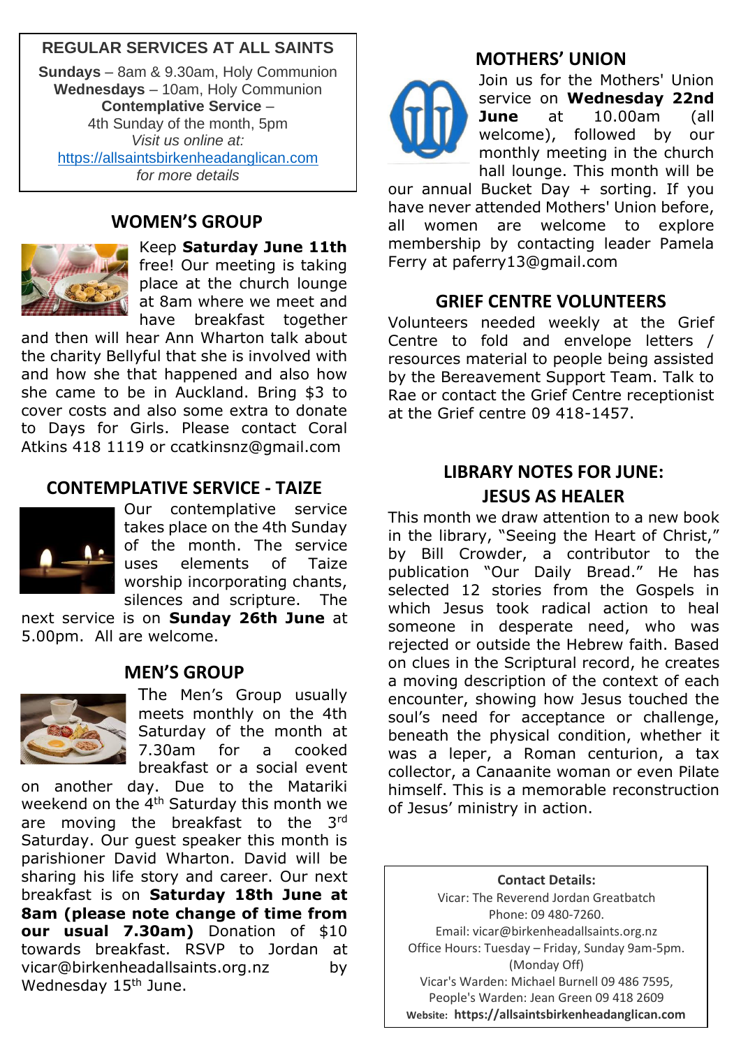## REGULAR SERVICES AT ALL SAINTS

**Sundays** – 8am & 9.30am, Holy Communion
**Wednesdays** – 10am, Holy Communion
**Contemplative Service** –
4th Sunday of the month, 5pm
*Visit us online at:*
https://allsaintsbirkenheadanglican.com
*for more details*

## WOMEN'S GROUP

Keep **Saturday June 11th** free! Our meeting is taking place at the church lounge at 8am where we meet and have breakfast together and then will hear Ann Wharton talk about the charity Bellyful that she is involved with and how she that happened and also how she came to be in Auckland. Bring $3 to cover costs and also some extra to donate to Days for Girls. Please contact Coral Atkins 418 1119 or ccatkinsnz@gmail.com

## CONTEMPLATIVE SERVICE - TAIZE

Our contemplative service takes place on the 4th Sunday of the month. The service uses elements of Taize worship incorporating chants, silences and scripture. The next service is on **Sunday 26th June** at 5.00pm. All are welcome.

## MEN'S GROUP

The Men's Group usually meets monthly on the 4th Saturday of the month at 7.30am for a cooked breakfast or a social event on another day. Due to the Matariki weekend on the 4th Saturday this month we are moving the breakfast to the 3rd Saturday. Our guest speaker this month is parishioner David Wharton. David will be sharing his life story and career. Our next breakfast is on **Saturday 18th June at 8am (please note change of time from our usual 7.30am)** Donation of $10 towards breakfast. RSVP to Jordan at vicar@birkenheadallsaints.org.nz by Wednesday 15th June.

## MOTHERS' UNION

Join us for the Mothers' Union service on **Wednesday 22nd June** at 10.00am (all welcome), followed by our monthly meeting in the church hall lounge. This month will be our annual Bucket Day + sorting. If you have never attended Mothers' Union before, all women are welcome to explore membership by contacting leader Pamela Ferry at paferry13@gmail.com

## GRIEF CENTRE VOLUNTEERS

Volunteers needed weekly at the Grief Centre to fold and envelope letters / resources material to people being assisted by the Bereavement Support Team. Talk to Rae or contact the Grief Centre receptionist at the Grief centre 09 418-1457.

## LIBRARY NOTES FOR JUNE: JESUS AS HEALER

This month we draw attention to a new book in the library, "Seeing the Heart of Christ," by Bill Crowder, a contributor to the publication "Our Daily Bread." He has selected 12 stories from the Gospels in which Jesus took radical action to heal someone in desperate need, who was rejected or outside the Hebrew faith. Based on clues in the Scriptural record, he creates a moving description of the context of each encounter, showing how Jesus touched the soul's need for acceptance or challenge, beneath the physical condition, whether it was a leper, a Roman centurion, a tax collector, a Canaanite woman or even Pilate himself. This is a memorable reconstruction of Jesus' ministry in action.

**Contact Details:**
Vicar: The Reverend Jordan Greatbatch
Phone: 09 480-7260.
Email: vicar@birkenheadallsaints.org.nz
Office Hours: Tuesday – Friday, Sunday 9am-5pm.
(Monday Off)
Vicar's Warden: Michael Burnell 09 486 7595,
People's Warden: Jean Green 09 418 2609
**Website: https://allsaintsbirkenheadanglican.com**